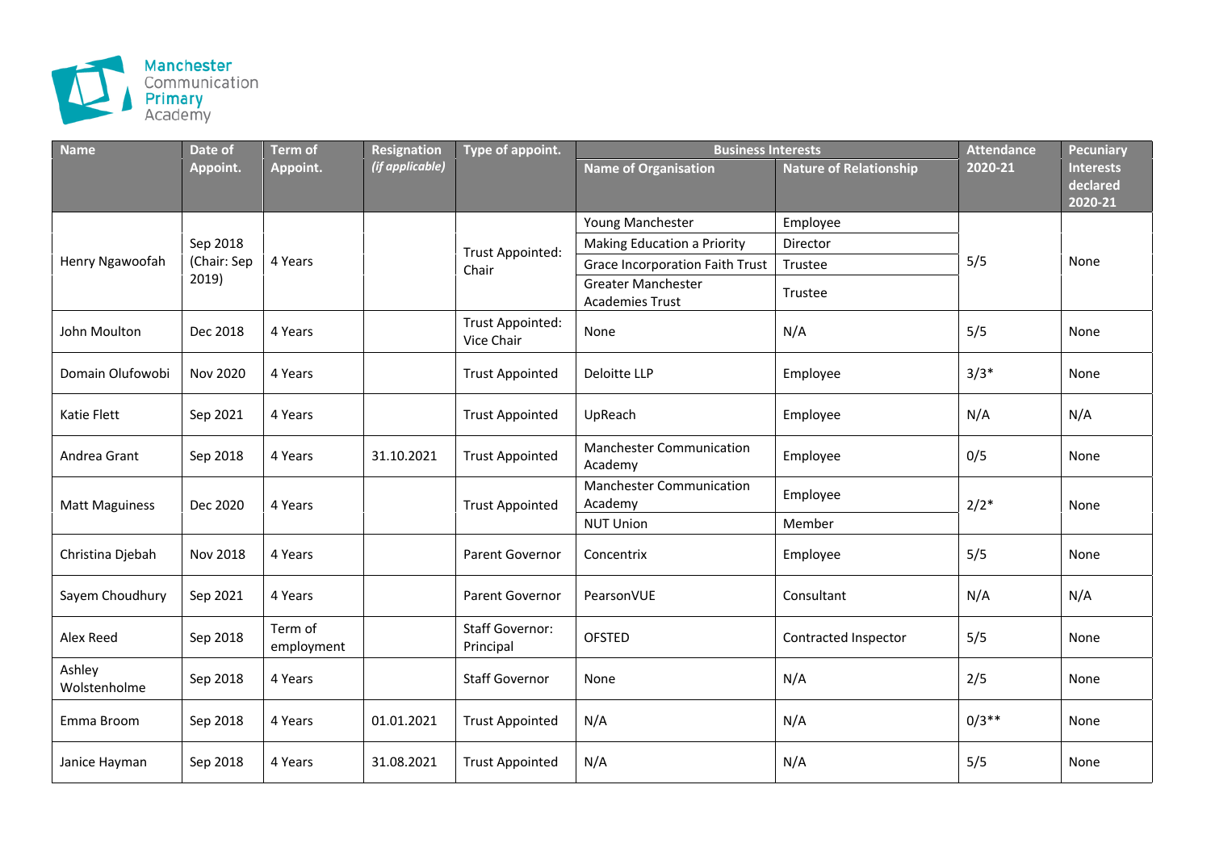Manchester Communication Primary Academy

| Name | Date of Appoint. | Term of Appoint. | Resignation *(if applicable)* | Type of appoint. | Business Interests | | Attendance 2020-21 | Pecuniary Interests declared 2020-21 |
|---|---|---|---|---|---|---|---|---|
| | | | | | Name of Organisation | Nature of Relationship | | |
| Henry Ngawoofah | Sep 2018 (Chair: Sep 2019) | 4 Years | | Trust Appointed: Chair | Young Manchester | Employee | 5/5 | None |
| | | | | | Making Education a Priority | Director | | |
| | | | | | Grace Incorporation Faith Trust | Trustee | | |
| | | | | | Greater Manchester Academies Trust | Trustee | | |
| John Moulton | Dec 2018 | 4 Years | | Trust Appointed: Vice Chair | None | N/A | 5/5 | None |
| Domain Olufowobi | Nov 2020 | 4 Years | | Trust Appointed | Deloitte LLP | Employee | 3/3* | None |
| Katie Flett | Sep 2021 | 4 Years | | Trust Appointed | UpReach | Employee | N/A | N/A |
| Andrea Grant | Sep 2018 | 4 Years | 31.10.2021 | Trust Appointed | Manchester Communication Academy | Employee | 0/5 | None |
| Matt Maguiness | Dec 2020 | 4 Years | | Trust Appointed | Manchester Communication Academy | Employee | 2/2* | None |
| | | | | | NUT Union | Member | | |
| Christina Djebah | Nov 2018 | 4 Years | | Parent Governor | Concentrix | Employee | 5/5 | None |
| Sayem Choudhury | Sep 2021 | 4 Years | | Parent Governor | PearsonVUE | Consultant | N/A | N/A |
| Alex Reed | Sep 2018 | Term of employment | | Staff Governor: Principal | OFSTED | Contracted Inspector | 5/5 | None |
| Ashley Wolstenholme | Sep 2018 | 4 Years | | Staff Governor | None | N/A | 2/5 | None |
| Emma Broom | Sep 2018 | 4 Years | 01.01.2021 | Trust Appointed | N/A | N/A | 0/3** | None |
| Janice Hayman | Sep 2018 | 4 Years | 31.08.2021 | Trust Appointed | N/A | N/A | 5/5 | None |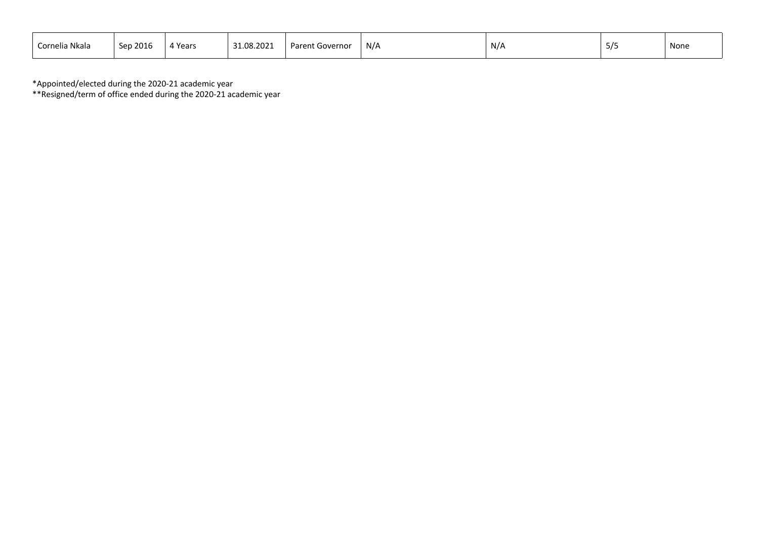| | | | | | | | | |
|---|---|---|---|---|---|---|---|---|
| Cornelia Nkala | Sep 2016 | 4 Years | 31.08.2021 | Parent Governor | N/A | N/A | 5/5 | None |

*Appointed/elected during the 2020-21 academic year
**Resigned/term of office ended during the 2020-21 academic year